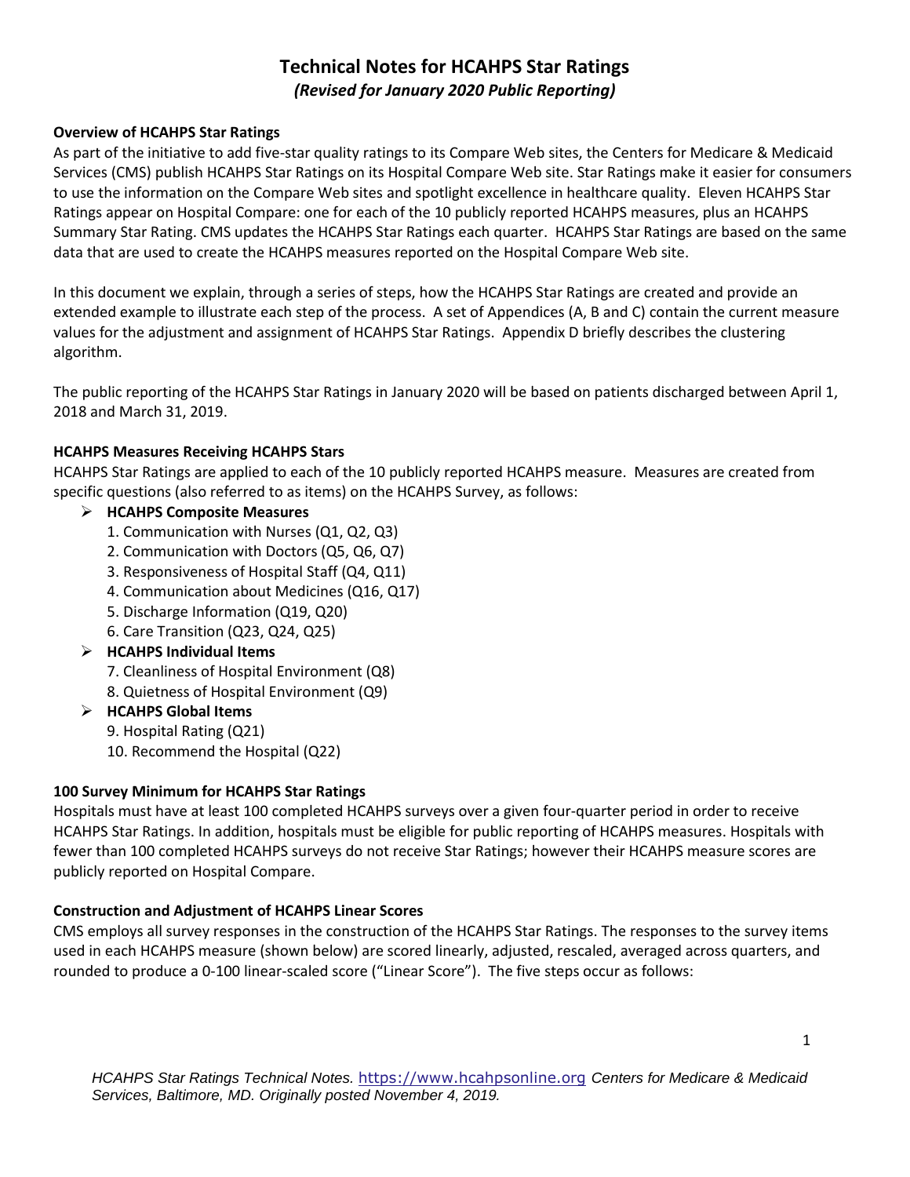# Technical Notes for HCAHPS Star Ratings

*(Revised for January 2020 Public Reporting)*

### Overview of HCAHPS Star Ratings

As part of the initiative to add five-star quality ratings to its Compare Web sites, the Centers for Medicare & Medicaid Services (CMS) publish HCAHPS Star Ratings on its Hospital Compare Web site. Star Ratings make it easier for consumers to use the information on the Compare Web sites and spotlight excellence in healthcare quality. Eleven HCAHPS Star Ratings appear on Hospital Compare: one for each of the 10 publicly reported HCAHPS measures, plus an HCAHPS Summary Star Rating. CMS updates the HCAHPS Star Ratings each quarter. HCAHPS Star Ratings are based on the same data that are used to create the HCAHPS measures reported on the Hospital Compare Web site.

In this document we explain, through a series of steps, how the HCAHPS Star Ratings are created and provide an extended example to illustrate each step of the process. A set of Appendices (A, B and C) contain the current measure values for the adjustment and assignment of HCAHPS Star Ratings. Appendix D briefly describes the clustering algorithm.

The public reporting of the HCAHPS Star Ratings in January 2020 will be based on patients discharged between April 1, 2018 and March 31, 2019.

### HCAHPS Measures Receiving HCAHPS Stars

HCAHPS Star Ratings are applied to each of the 10 publicly reported HCAHPS measure. Measures are created from specific questions (also referred to as items) on the HCAHPS Survey, as follows:

- **HCAHPS Composite Measures**
  1. Communication with Nurses (Q1, Q2, Q3)
  2. Communication with Doctors (Q5, Q6, Q7)
  3. Responsiveness of Hospital Staff (Q4, Q11)
  4. Communication about Medicines (Q16, Q17)
  5. Discharge Information (Q19, Q20)
  6. Care Transition (Q23, Q24, Q25)
- **HCAHPS Individual Items**
  7. Cleanliness of Hospital Environment (Q8)
  8. Quietness of Hospital Environment (Q9)
- **HCAHPS Global Items**
  9. Hospital Rating (Q21)
  10. Recommend the Hospital (Q22)

### 100 Survey Minimum for HCAHPS Star Ratings

Hospitals must have at least 100 completed HCAHPS surveys over a given four-quarter period in order to receive HCAHPS Star Ratings. In addition, hospitals must be eligible for public reporting of HCAHPS measures. Hospitals with fewer than 100 completed HCAHPS surveys do not receive Star Ratings; however their HCAHPS measure scores are publicly reported on Hospital Compare.

### Construction and Adjustment of HCAHPS Linear Scores

CMS employs all survey responses in the construction of the HCAHPS Star Ratings. The responses to the survey items used in each HCAHPS measure (shown below) are scored linearly, adjusted, rescaled, averaged across quarters, and rounded to produce a 0-100 linear-scaled score ("Linear Score"). The five steps occur as follows: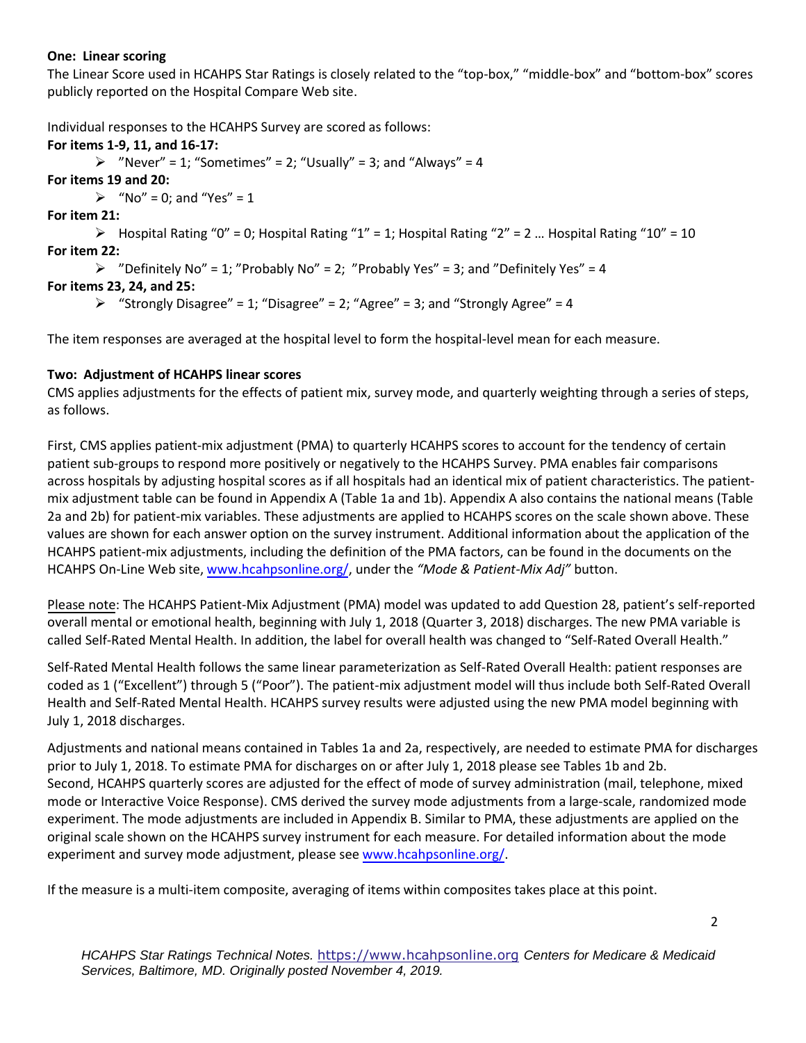**One: Linear scoring**

The Linear Score used in HCAHPS Star Ratings is closely related to the "top-box," "middle-box" and "bottom-box" scores publicly reported on the Hospital Compare Web site.

Individual responses to the HCAHPS Survey are scored as follows:

**For items 1-9, 11, and 16-17:**

- "Never" = 1; "Sometimes" = 2; "Usually" = 3; and "Always" = 4

**For items 19 and 20:**

- "No" = 0; and "Yes" = 1

**For item 21:**

- Hospital Rating "0" = 0; Hospital Rating "1" = 1; Hospital Rating "2" = 2 … Hospital Rating "10" = 10

**For item 22:**

- "Definitely No" = 1; "Probably No" = 2; "Probably Yes" = 3; and "Definitely Yes" = 4

**For items 23, 24, and 25:**

- "Strongly Disagree" = 1; "Disagree" = 2; "Agree" = 3; and "Strongly Agree" = 4

The item responses are averaged at the hospital level to form the hospital-level mean for each measure.

**Two: Adjustment of HCAHPS linear scores**

CMS applies adjustments for the effects of patient mix, survey mode, and quarterly weighting through a series of steps, as follows.

First, CMS applies patient-mix adjustment (PMA) to quarterly HCAHPS scores to account for the tendency of certain patient sub-groups to respond more positively or negatively to the HCAHPS Survey. PMA enables fair comparisons across hospitals by adjusting hospital scores as if all hospitals had an identical mix of patient characteristics. The patient-mix adjustment table can be found in Appendix A (Table 1a and 1b). Appendix A also contains the national means (Table 2a and 2b) for patient-mix variables. These adjustments are applied to HCAHPS scores on the scale shown above. These values are shown for each answer option on the survey instrument. Additional information about the application of the HCAHPS patient-mix adjustments, including the definition of the PMA factors, can be found in the documents on the HCAHPS On-Line Web site, www.hcahpsonline.org/, under the *"Mode & Patient-Mix Adj"* button.

Please note: The HCAHPS Patient-Mix Adjustment (PMA) model was updated to add Question 28, patient's self-reported overall mental or emotional health, beginning with July 1, 2018 (Quarter 3, 2018) discharges. The new PMA variable is called Self-Rated Mental Health. In addition, the label for overall health was changed to "Self-Rated Overall Health."

Self-Rated Mental Health follows the same linear parameterization as Self-Rated Overall Health: patient responses are coded as 1 ("Excellent") through 5 ("Poor"). The patient-mix adjustment model will thus include both Self-Rated Overall Health and Self-Rated Mental Health. HCAHPS survey results were adjusted using the new PMA model beginning with July 1, 2018 discharges.

Adjustments and national means contained in Tables 1a and 2a, respectively, are needed to estimate PMA for discharges prior to July 1, 2018. To estimate PMA for discharges on or after July 1, 2018 please see Tables 1b and 2b.
Second, HCAHPS quarterly scores are adjusted for the effect of mode of survey administration (mail, telephone, mixed mode or Interactive Voice Response). CMS derived the survey mode adjustments from a large-scale, randomized mode experiment. The mode adjustments are included in Appendix B. Similar to PMA, these adjustments are applied on the original scale shown on the HCAHPS survey instrument for each measure. For detailed information about the mode experiment and survey mode adjustment, please see www.hcahpsonline.org/.

If the measure is a multi-item composite, averaging of items within composites takes place at this point.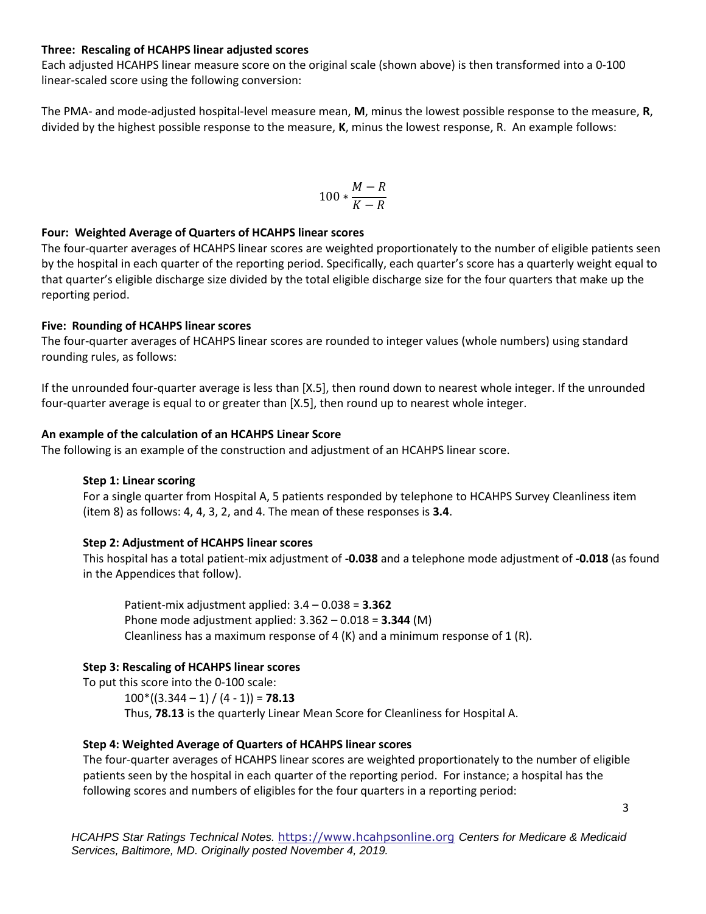### Three: Rescaling of HCAHPS linear adjusted scores

Each adjusted HCAHPS linear measure score on the original scale (shown above) is then transformed into a 0-100 linear-scaled score using the following conversion:

The PMA- and mode-adjusted hospital-level measure mean, **M**, minus the lowest possible response to the measure, **R**, divided by the highest possible response to the measure, **K**, minus the lowest response, R. An example follows:

$$100 * \frac{M - R}{K - R}$$

### Four: Weighted Average of Quarters of HCAHPS linear scores

The four-quarter averages of HCAHPS linear scores are weighted proportionately to the number of eligible patients seen by the hospital in each quarter of the reporting period. Specifically, each quarter's score has a quarterly weight equal to that quarter's eligible discharge size divided by the total eligible discharge size for the four quarters that make up the reporting period.

### Five: Rounding of HCAHPS linear scores

The four-quarter averages of HCAHPS linear scores are rounded to integer values (whole numbers) using standard rounding rules, as follows:

If the unrounded four-quarter average is less than [X.5], then round down to nearest whole integer. If the unrounded four-quarter average is equal to or greater than [X.5], then round up to nearest whole integer.

### An example of the calculation of an HCAHPS Linear Score

The following is an example of the construction and adjustment of an HCAHPS linear score.

#### Step 1: Linear scoring

For a single quarter from Hospital A, 5 patients responded by telephone to HCAHPS Survey Cleanliness item (item 8) as follows: 4, 4, 3, 2, and 4. The mean of these responses is **3.4**.

#### Step 2: Adjustment of HCAHPS linear scores

This hospital has a total patient-mix adjustment of **-0.038** and a telephone mode adjustment of **-0.018** (as found in the Appendices that follow).

Patient-mix adjustment applied: 3.4 – 0.038 = **3.362**
Phone mode adjustment applied: 3.362 – 0.018 = **3.344** (M)
Cleanliness has a maximum response of 4 (K) and a minimum response of 1 (R).

#### Step 3: Rescaling of HCAHPS linear scores

To put this score into the 0-100 scale:

100*((3.344 – 1) / (4 - 1)) = **78.13**
Thus, **78.13** is the quarterly Linear Mean Score for Cleanliness for Hospital A.

#### Step 4: Weighted Average of Quarters of HCAHPS linear scores

The four-quarter averages of HCAHPS linear scores are weighted proportionately to the number of eligible patients seen by the hospital in each quarter of the reporting period. For instance; a hospital has the following scores and numbers of eligibles for the four quarters in a reporting period: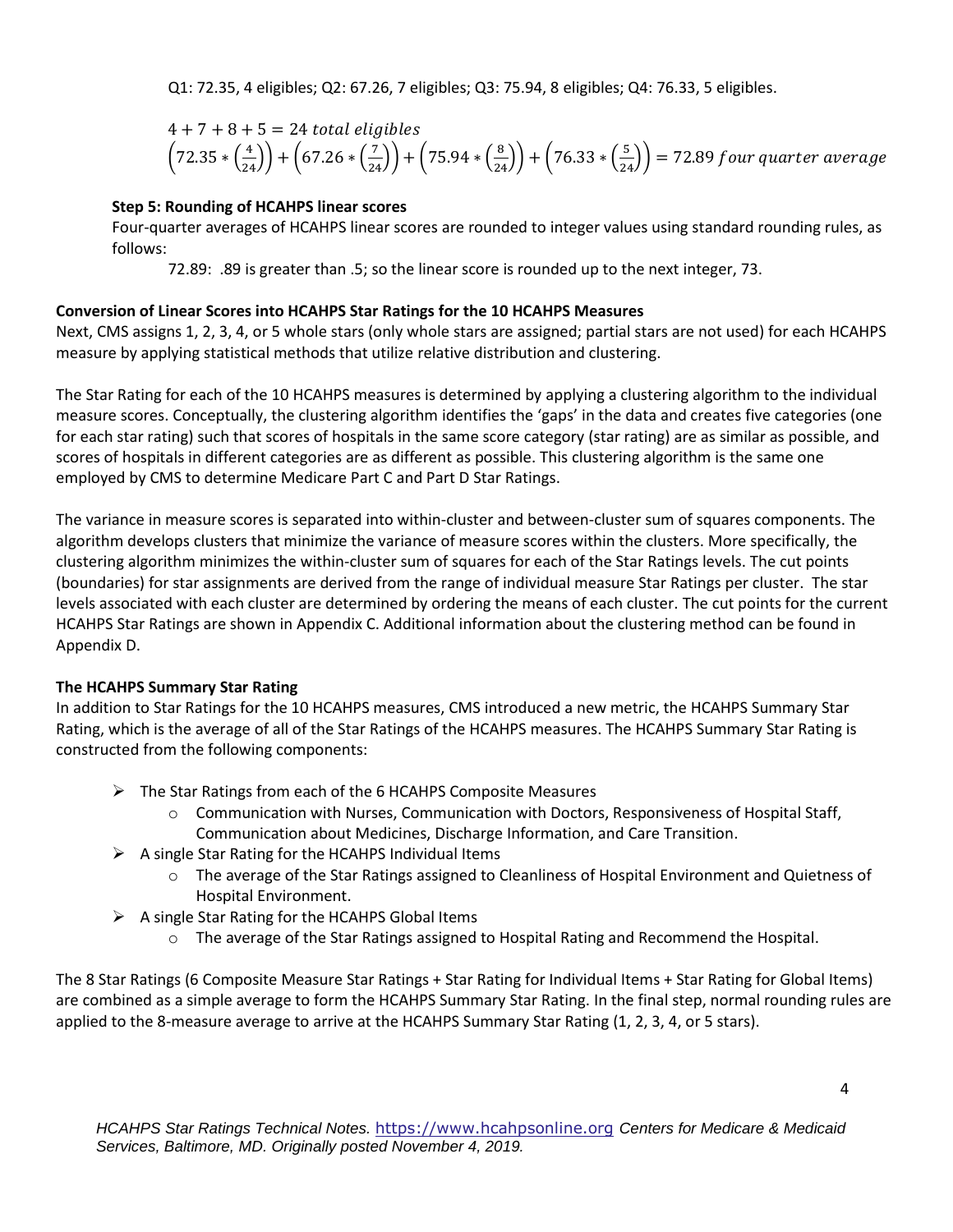Q1: 72.35, 4 eligibles; Q2: 67.26, 7 eligibles; Q3: 75.94, 8 eligibles; Q4: 76.33, 5 eligibles.

$$4 + 7 + 8 + 5 = 24 \ total \ eligibles$$

$$\left(72.35 * \left(\frac{4}{24}\right)\right) + \left(67.26 * \left(\frac{7}{24}\right)\right) + \left(75.94 * \left(\frac{8}{24}\right)\right) + \left(76.33 * \left(\frac{5}{24}\right)\right) = 72.89 \ four \ quarter \ average$$

**Step 5: Rounding of HCAHPS linear scores**

Four-quarter averages of HCAHPS linear scores are rounded to integer values using standard rounding rules, as follows:

72.89: .89 is greater than .5; so the linear score is rounded up to the next integer, 73.

**Conversion of Linear Scores into HCAHPS Star Ratings for the 10 HCAHPS Measures**

Next, CMS assigns 1, 2, 3, 4, or 5 whole stars (only whole stars are assigned; partial stars are not used) for each HCAHPS measure by applying statistical methods that utilize relative distribution and clustering.

The Star Rating for each of the 10 HCAHPS measures is determined by applying a clustering algorithm to the individual measure scores. Conceptually, the clustering algorithm identifies the 'gaps' in the data and creates five categories (one for each star rating) such that scores of hospitals in the same score category (star rating) are as similar as possible, and scores of hospitals in different categories are as different as possible. This clustering algorithm is the same one employed by CMS to determine Medicare Part C and Part D Star Ratings.

The variance in measure scores is separated into within-cluster and between-cluster sum of squares components. The algorithm develops clusters that minimize the variance of measure scores within the clusters. More specifically, the clustering algorithm minimizes the within-cluster sum of squares for each of the Star Ratings levels. The cut points (boundaries) for star assignments are derived from the range of individual measure Star Ratings per cluster. The star levels associated with each cluster are determined by ordering the means of each cluster. The cut points for the current HCAHPS Star Ratings are shown in Appendix C. Additional information about the clustering method can be found in Appendix D.

**The HCAHPS Summary Star Rating**

In addition to Star Ratings for the 10 HCAHPS measures, CMS introduced a new metric, the HCAHPS Summary Star Rating, which is the average of all of the Star Ratings of the HCAHPS measures. The HCAHPS Summary Star Rating is constructed from the following components:

- The Star Ratings from each of the 6 HCAHPS Composite Measures
  - Communication with Nurses, Communication with Doctors, Responsiveness of Hospital Staff, Communication about Medicines, Discharge Information, and Care Transition.
- A single Star Rating for the HCAHPS Individual Items
  - The average of the Star Ratings assigned to Cleanliness of Hospital Environment and Quietness of Hospital Environment.
- A single Star Rating for the HCAHPS Global Items
  - The average of the Star Ratings assigned to Hospital Rating and Recommend the Hospital.

The 8 Star Ratings (6 Composite Measure Star Ratings + Star Rating for Individual Items + Star Rating for Global Items) are combined as a simple average to form the HCAHPS Summary Star Rating. In the final step, normal rounding rules are applied to the 8-measure average to arrive at the HCAHPS Summary Star Rating (1, 2, 3, 4, or 5 stars).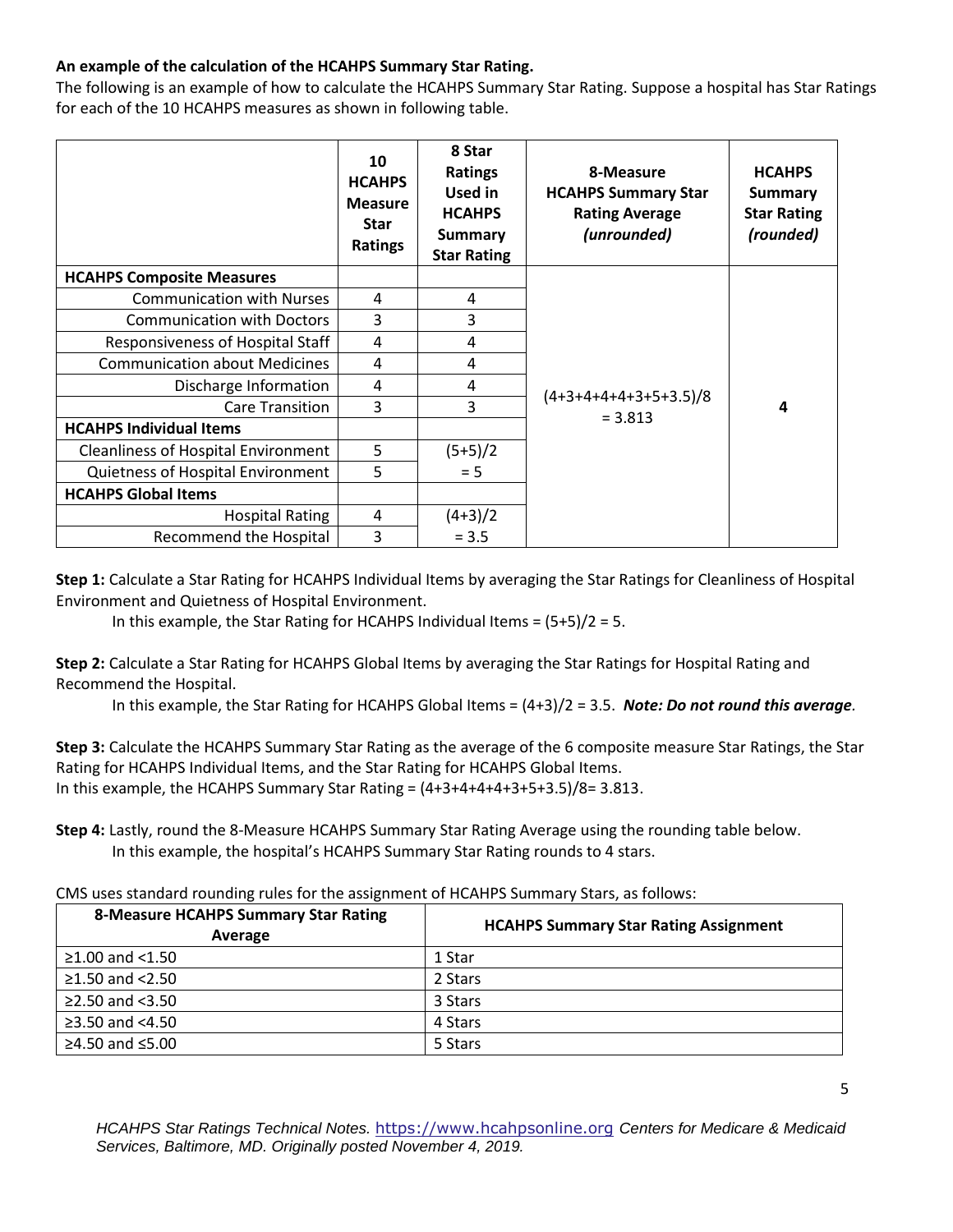**An example of the calculation of the HCAHPS Summary Star Rating.**

The following is an example of how to calculate the HCAHPS Summary Star Rating. Suppose a hospital has Star Ratings for each of the 10 HCAHPS measures as shown in following table.

| | 10 HCAHPS Measure Star Ratings | 8 Star Ratings Used in HCAHPS Summary Star Rating | 8-Measure HCAHPS Summary Star Rating Average *(unrounded)* | HCAHPS Summary Star Rating *(rounded)* |
|---|---|---|---|---|
| **HCAHPS Composite Measures** | | | | |
| Communication with Nurses | 4 | 4 | | |
| Communication with Doctors | 3 | 3 | | |
| Responsiveness of Hospital Staff | 4 | 4 | | |
| Communication about Medicines | 4 | 4 | | |
| Discharge Information | 4 | 4 | | |
| Care Transition | 3 | 3 | (4+3+4+4+4+3+5+3.5)/8 = 3.813 | **4** |
| **HCAHPS Individual Items** | | | | |
| Cleanliness of Hospital Environment | 5 | (5+5)/2 = 5 | | |
| Quietness of Hospital Environment | 5 | | | |
| **HCAHPS Global Items** | | | | |
| Hospital Rating | 4 | (4+3)/2 = 3.5 | | |
| Recommend the Hospital | 3 | | | |

**Step 1:** Calculate a Star Rating for HCAHPS Individual Items by averaging the Star Ratings for Cleanliness of Hospital Environment and Quietness of Hospital Environment.

In this example, the Star Rating for HCAHPS Individual Items = (5+5)/2 = 5.

**Step 2:** Calculate a Star Rating for HCAHPS Global Items by averaging the Star Ratings for Hospital Rating and Recommend the Hospital.

In this example, the Star Rating for HCAHPS Global Items = (4+3)/2 = 3.5. ***Note: Do not round this average.***

**Step 3:** Calculate the HCAHPS Summary Star Rating as the average of the 6 composite measure Star Ratings, the Star Rating for HCAHPS Individual Items, and the Star Rating for HCAHPS Global Items.
In this example, the HCAHPS Summary Star Rating = (4+3+4+4+4+3+5+3.5)/8= 3.813.

**Step 4:** Lastly, round the 8-Measure HCAHPS Summary Star Rating Average using the rounding table below.

In this example, the hospital's HCAHPS Summary Star Rating rounds to 4 stars.

CMS uses standard rounding rules for the assignment of HCAHPS Summary Stars, as follows:

| 8-Measure HCAHPS Summary Star Rating Average | HCAHPS Summary Star Rating Assignment |
|---|---|
| ≥1.00 and <1.50 | 1 Star |
| ≥1.50 and <2.50 | 2 Stars |
| ≥2.50 and <3.50 | 3 Stars |
| ≥3.50 and <4.50 | 4 Stars |
| ≥4.50 and ≤5.00 | 5 Stars |

*HCAHPS Star Ratings Technical Notes.* https://www.hcahpsonline.org *Centers for Medicare & Medicaid Services, Baltimore, MD. Originally posted November 4, 2019.*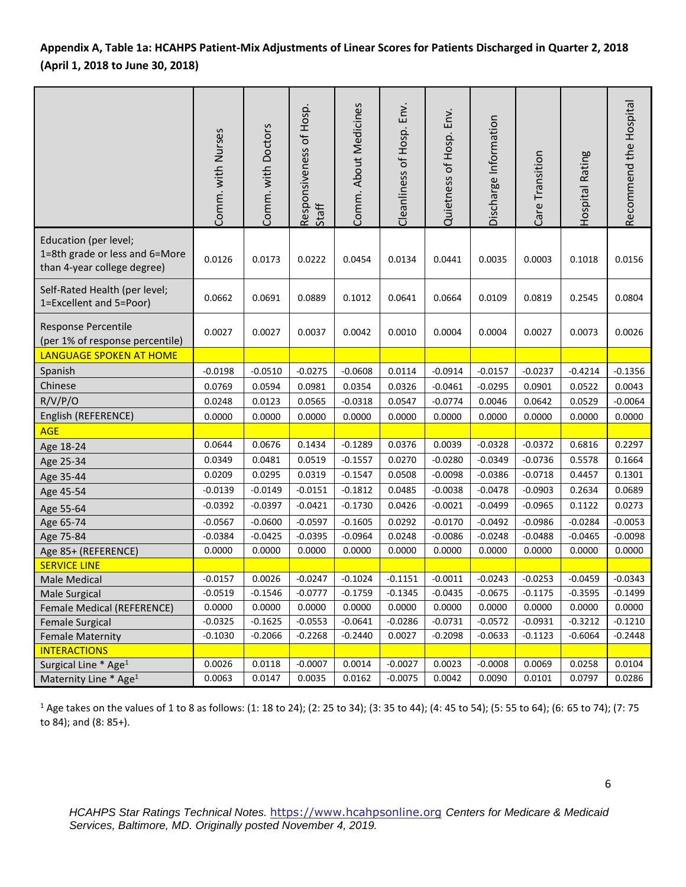**Appendix A, Table 1a: HCAHPS Patient-Mix Adjustments of Linear Scores for Patients Discharged in Quarter 2, 2018 (April 1, 2018 to June 30, 2018)**

| | Comm. with Nurses | Comm. with Doctors | Responsiveness of Hosp. Staff | Comm. About Medicines | Cleanliness of Hosp. Env. | Quietness of Hosp. Env. | Discharge Information | Care Transition | Hospital Rating | Recommend the Hospital |
|---|---|---|---|---|---|---|---|---|---|---|
| Education (per level; 1=8th grade or less and 6=More than 4-year college degree) | 0.0126 | 0.0173 | 0.0222 | 0.0454 | 0.0134 | 0.0441 | 0.0035 | 0.0003 | 0.1018 | 0.0156 |
| Self-Rated Health (per level; 1=Excellent and 5=Poor) | 0.0662 | 0.0691 | 0.0889 | 0.1012 | 0.0641 | 0.0664 | 0.0109 | 0.0819 | 0.2545 | 0.0804 |
| Response Percentile (per 1% of response percentile) | 0.0027 | 0.0027 | 0.0037 | 0.0042 | 0.0010 | 0.0004 | 0.0004 | 0.0027 | 0.0073 | 0.0026 |
| LANGUAGE SPOKEN AT HOME | | | | | | | | | | |
| Spanish | -0.0198 | -0.0510 | -0.0275 | -0.0608 | 0.0114 | -0.0914 | -0.0157 | -0.0237 | -0.4214 | -0.1356 |
| Chinese | 0.0769 | 0.0594 | 0.0981 | 0.0354 | 0.0326 | -0.0461 | -0.0295 | 0.0901 | 0.0522 | 0.0043 |
| R/V/P/O | 0.0248 | 0.0123 | 0.0565 | -0.0318 | 0.0547 | -0.0774 | 0.0046 | 0.0642 | 0.0529 | -0.0064 |
| English (REFERENCE) | 0.0000 | 0.0000 | 0.0000 | 0.0000 | 0.0000 | 0.0000 | 0.0000 | 0.0000 | 0.0000 | 0.0000 |
| AGE | | | | | | | | | | |
| Age 18-24 | 0.0644 | 0.0676 | 0.1434 | -0.1289 | 0.0376 | 0.0039 | -0.0328 | -0.0372 | 0.6816 | 0.2297 |
| Age 25-34 | 0.0349 | 0.0481 | 0.0519 | -0.1557 | 0.0270 | -0.0280 | -0.0349 | -0.0736 | 0.5578 | 0.1664 |
| Age 35-44 | 0.0209 | 0.0295 | 0.0319 | -0.1547 | 0.0508 | -0.0098 | -0.0386 | -0.0718 | 0.4457 | 0.1301 |
| Age 45-54 | -0.0139 | -0.0149 | -0.0151 | -0.1812 | 0.0485 | -0.0038 | -0.0478 | -0.0903 | 0.2634 | 0.0689 |
| Age 55-64 | -0.0392 | -0.0397 | -0.0421 | -0.1730 | 0.0426 | -0.0021 | -0.0499 | -0.0965 | 0.1122 | 0.0273 |
| Age 65-74 | -0.0567 | -0.0600 | -0.0597 | -0.1605 | 0.0292 | -0.0170 | -0.0492 | -0.0986 | -0.0284 | -0.0053 |
| Age 75-84 | -0.0384 | -0.0425 | -0.0395 | -0.0964 | 0.0248 | -0.0086 | -0.0248 | -0.0488 | -0.0465 | -0.0098 |
| Age 85+ (REFERENCE) | 0.0000 | 0.0000 | 0.0000 | 0.0000 | 0.0000 | 0.0000 | 0.0000 | 0.0000 | 0.0000 | 0.0000 |
| SERVICE LINE | | | | | | | | | | |
| Male Medical | -0.0157 | 0.0026 | -0.0247 | -0.1024 | -0.1151 | -0.0011 | -0.0243 | -0.0253 | -0.0459 | -0.0343 |
| Male Surgical | -0.0519 | -0.1546 | -0.0777 | -0.1759 | -0.1345 | -0.0435 | -0.0675 | -0.1175 | -0.3595 | -0.1499 |
| Female Medical (REFERENCE) | 0.0000 | 0.0000 | 0.0000 | 0.0000 | 0.0000 | 0.0000 | 0.0000 | 0.0000 | 0.0000 | 0.0000 |
| Female Surgical | -0.0325 | -0.1625 | -0.0553 | -0.0641 | -0.0286 | -0.0731 | -0.0572 | -0.0931 | -0.3212 | -0.1210 |
| Female Maternity | -0.1030 | -0.2066 | -0.2268 | -0.2440 | 0.0027 | -0.2098 | -0.0633 | -0.1123 | -0.6064 | -0.2448 |
| INTERACTIONS | | | | | | | | | | |
| Surgical Line * Age[1] | 0.0026 | 0.0118 | -0.0007 | 0.0014 | -0.0027 | 0.0023 | -0.0008 | 0.0069 | 0.0258 | 0.0104 |
| Maternity Line * Age[1] | 0.0063 | 0.0147 | 0.0035 | 0.0162 | -0.0075 | 0.0042 | 0.0090 | 0.0101 | 0.0797 | 0.0286 |

[1] Age takes on the values of 1 to 8 as follows: (1: 18 to 24); (2: 25 to 34); (3: 35 to 44); (4: 45 to 54); (5: 55 to 64); (6: 65 to 74); (7: 75 to 84); and (8: 85+).

*HCAHPS Star Ratings Technical Notes.* https://www.hcahpsonline.org *Centers for Medicare & Medicaid Services, Baltimore, MD. Originally posted November 4, 2019.*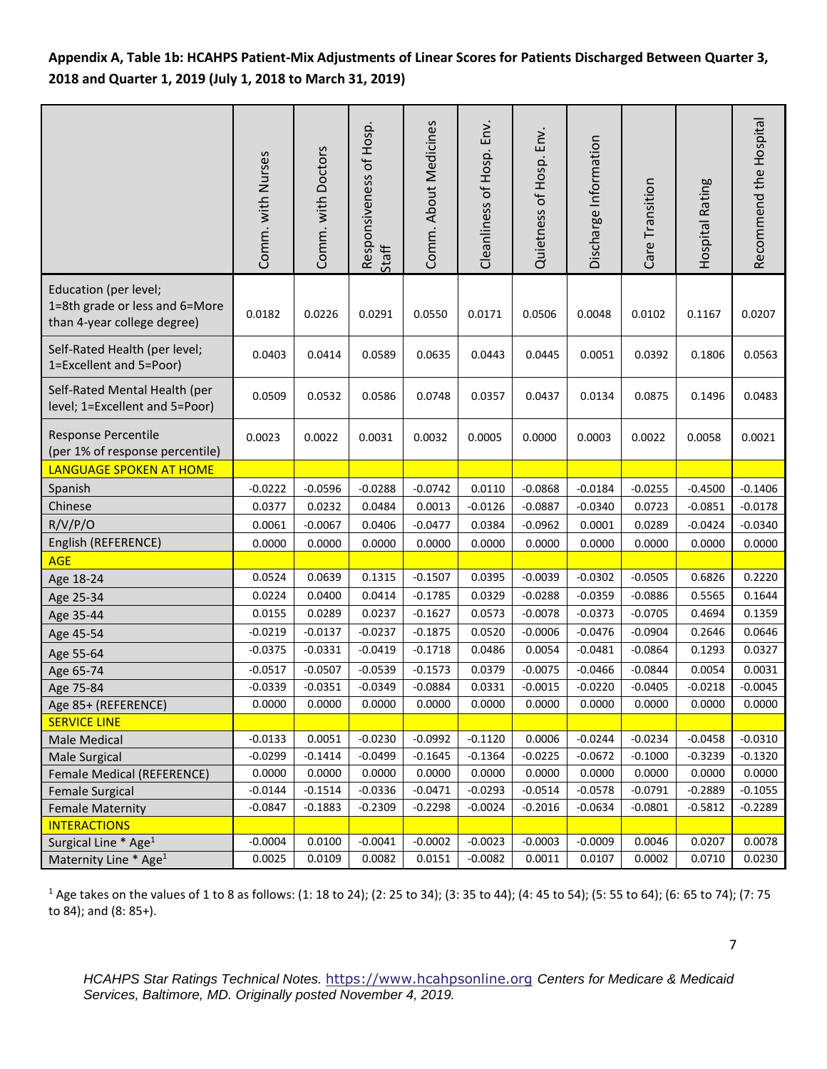**Appendix A, Table 1b: HCAHPS Patient-Mix Adjustments of Linear Scores for Patients Discharged Between Quarter 3, 2018 and Quarter 1, 2019 (July 1, 2018 to March 31, 2019)**

| | Comm. with Nurses | Comm. with Doctors | Responsiveness of Hosp. Staff | Comm. About Medicines | Cleanliness of Hosp. Env. | Quietness of Hosp. Env. | Discharge Information | Care Transition | Hospital Rating | Recommend the Hospital |
|---|---|---|---|---|---|---|---|---|---|---|
| Education (per level; 1=8th grade or less and 6=More than 4-year college degree) | 0.0182 | 0.0226 | 0.0291 | 0.0550 | 0.0171 | 0.0506 | 0.0048 | 0.0102 | 0.1167 | 0.0207 |
| Self-Rated Health (per level; 1=Excellent and 5=Poor) | 0.0403 | 0.0414 | 0.0589 | 0.0635 | 0.0443 | 0.0445 | 0.0051 | 0.0392 | 0.1806 | 0.0563 |
| Self-Rated Mental Health (per level; 1=Excellent and 5=Poor) | 0.0509 | 0.0532 | 0.0586 | 0.0748 | 0.0357 | 0.0437 | 0.0134 | 0.0875 | 0.1496 | 0.0483 |
| Response Percentile (per 1% of response percentile) | 0.0023 | 0.0022 | 0.0031 | 0.0032 | 0.0005 | 0.0000 | 0.0003 | 0.0022 | 0.0058 | 0.0021 |
| LANGUAGE SPOKEN AT HOME | | | | | | | | | | |
| Spanish | -0.0222 | -0.0596 | -0.0288 | -0.0742 | 0.0110 | -0.0868 | -0.0184 | -0.0255 | -0.4500 | -0.1406 |
| Chinese | 0.0377 | 0.0232 | 0.0484 | 0.0013 | -0.0126 | -0.0887 | -0.0340 | 0.0723 | -0.0851 | -0.0178 |
| R/V/P/O | 0.0061 | -0.0067 | 0.0406 | -0.0477 | 0.0384 | -0.0962 | 0.0001 | 0.0289 | -0.0424 | -0.0340 |
| English (REFERENCE) | 0.0000 | 0.0000 | 0.0000 | 0.0000 | 0.0000 | 0.0000 | 0.0000 | 0.0000 | 0.0000 | 0.0000 |
| AGE | | | | | | | | | | |
| Age 18-24 | 0.0524 | 0.0639 | 0.1315 | -0.1507 | 0.0395 | -0.0039 | -0.0302 | -0.0505 | 0.6826 | 0.2220 |
| Age 25-34 | 0.0224 | 0.0400 | 0.0414 | -0.1785 | 0.0329 | -0.0288 | -0.0359 | -0.0886 | 0.5565 | 0.1644 |
| Age 35-44 | 0.0155 | 0.0289 | 0.0237 | -0.1627 | 0.0573 | -0.0078 | -0.0373 | -0.0705 | 0.4694 | 0.1359 |
| Age 45-54 | -0.0219 | -0.0137 | -0.0237 | -0.1875 | 0.0520 | -0.0006 | -0.0476 | -0.0904 | 0.2646 | 0.0646 |
| Age 55-64 | -0.0375 | -0.0331 | -0.0419 | -0.1718 | 0.0486 | 0.0054 | -0.0481 | -0.0864 | 0.1293 | 0.0327 |
| Age 65-74 | -0.0517 | -0.0507 | -0.0539 | -0.1573 | 0.0379 | -0.0075 | -0.0466 | -0.0844 | 0.0054 | 0.0031 |
| Age 75-84 | -0.0339 | -0.0351 | -0.0349 | -0.0884 | 0.0331 | -0.0015 | -0.0220 | -0.0405 | -0.0218 | -0.0045 |
| Age 85+ (REFERENCE) | 0.0000 | 0.0000 | 0.0000 | 0.0000 | 0.0000 | 0.0000 | 0.0000 | 0.0000 | 0.0000 | 0.0000 |
| SERVICE LINE | | | | | | | | | | |
| Male Medical | -0.0133 | 0.0051 | -0.0230 | -0.0992 | -0.1120 | 0.0006 | -0.0244 | -0.0234 | -0.0458 | -0.0310 |
| Male Surgical | -0.0299 | -0.1414 | -0.0499 | -0.1645 | -0.1364 | -0.0225 | -0.0672 | -0.1000 | -0.3239 | -0.1320 |
| Female Medical (REFERENCE) | 0.0000 | 0.0000 | 0.0000 | 0.0000 | 0.0000 | 0.0000 | 0.0000 | 0.0000 | 0.0000 | 0.0000 |
| Female Surgical | -0.0144 | -0.1514 | -0.0336 | -0.0471 | -0.0293 | -0.0514 | -0.0578 | -0.0791 | -0.2889 | -0.1055 |
| Female Maternity | -0.0847 | -0.1883 | -0.2309 | -0.2298 | -0.0024 | -0.2016 | -0.0634 | -0.0801 | -0.5812 | -0.2289 |
| INTERACTIONS | | | | | | | | | | |
| Surgical Line * Age[1] | -0.0004 | 0.0100 | -0.0041 | -0.0002 | -0.0023 | -0.0003 | -0.0009 | 0.0046 | 0.0207 | 0.0078 |
| Maternity Line * Age[1] | 0.0025 | 0.0109 | 0.0082 | 0.0151 | -0.0082 | 0.0011 | 0.0107 | 0.0002 | 0.0710 | 0.0230 |

[1] Age takes on the values of 1 to 8 as follows: (1: 18 to 24); (2: 25 to 34); (3: 35 to 44); (4: 45 to 54); (5: 55 to 64); (6: 65 to 74); (7: 75 to 84); and (8: 85+).

*HCAHPS Star Ratings Technical Notes.* https://www.hcahpsonline.org *Centers for Medicare & Medicaid Services, Baltimore, MD. Originally posted November 4, 2019.*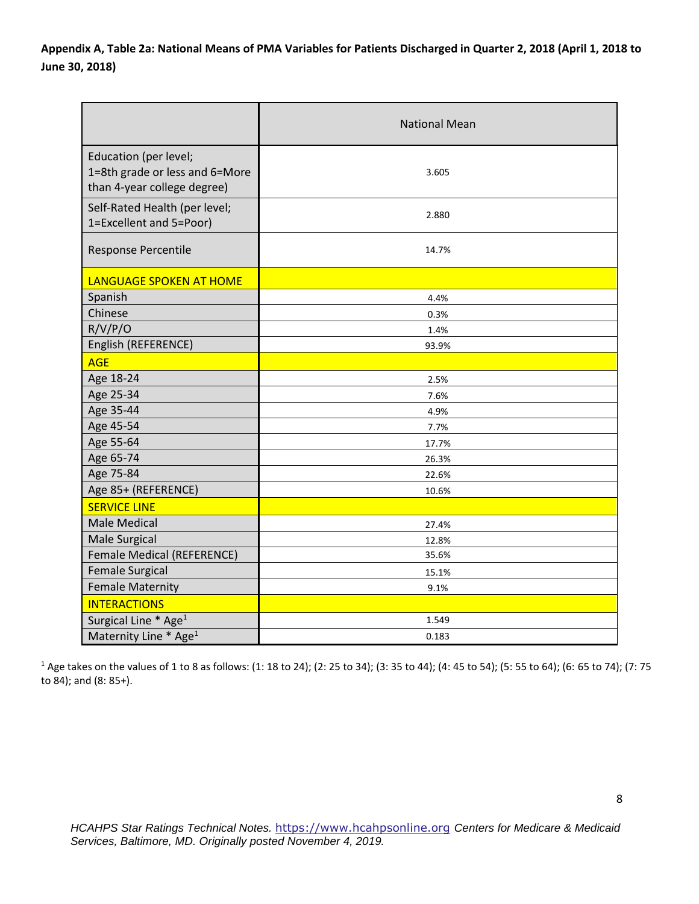**Appendix A, Table 2a: National Means of PMA Variables for Patients Discharged in Quarter 2, 2018 (April 1, 2018 to June 30, 2018)**

| | National Mean |
|---|---|
| Education (per level; 1=8th grade or less and 6=More than 4-year college degree) | 3.605 |
| Self-Rated Health (per level; 1=Excellent and 5=Poor) | 2.880 |
| Response Percentile | 14.7% |
| LANGUAGE SPOKEN AT HOME | |
| Spanish | 4.4% |
| Chinese | 0.3% |
| R/V/P/O | 1.4% |
| English (REFERENCE) | 93.9% |
| AGE | |
| Age 18-24 | 2.5% |
| Age 25-34 | 7.6% |
| Age 35-44 | 4.9% |
| Age 45-54 | 7.7% |
| Age 55-64 | 17.7% |
| Age 65-74 | 26.3% |
| Age 75-84 | 22.6% |
| Age 85+ (REFERENCE) | 10.6% |
| SERVICE LINE | |
| Male Medical | 27.4% |
| Male Surgical | 12.8% |
| Female Medical (REFERENCE) | 35.6% |
| Female Surgical | 15.1% |
| Female Maternity | 9.1% |
| INTERACTIONS | |
| Surgical Line * Age[1] | 1.549 |
| Maternity Line * Age[1] | 0.183 |

[1] Age takes on the values of 1 to 8 as follows: (1: 18 to 24); (2: 25 to 34); (3: 35 to 44); (4: 45 to 54); (5: 55 to 64); (6: 65 to 74); (7: 75 to 84); and (8: 85+).

*HCAHPS Star Ratings Technical Notes.* https://www.hcahpsonline.org *Centers for Medicare & Medicaid Services, Baltimore, MD. Originally posted November 4, 2019.*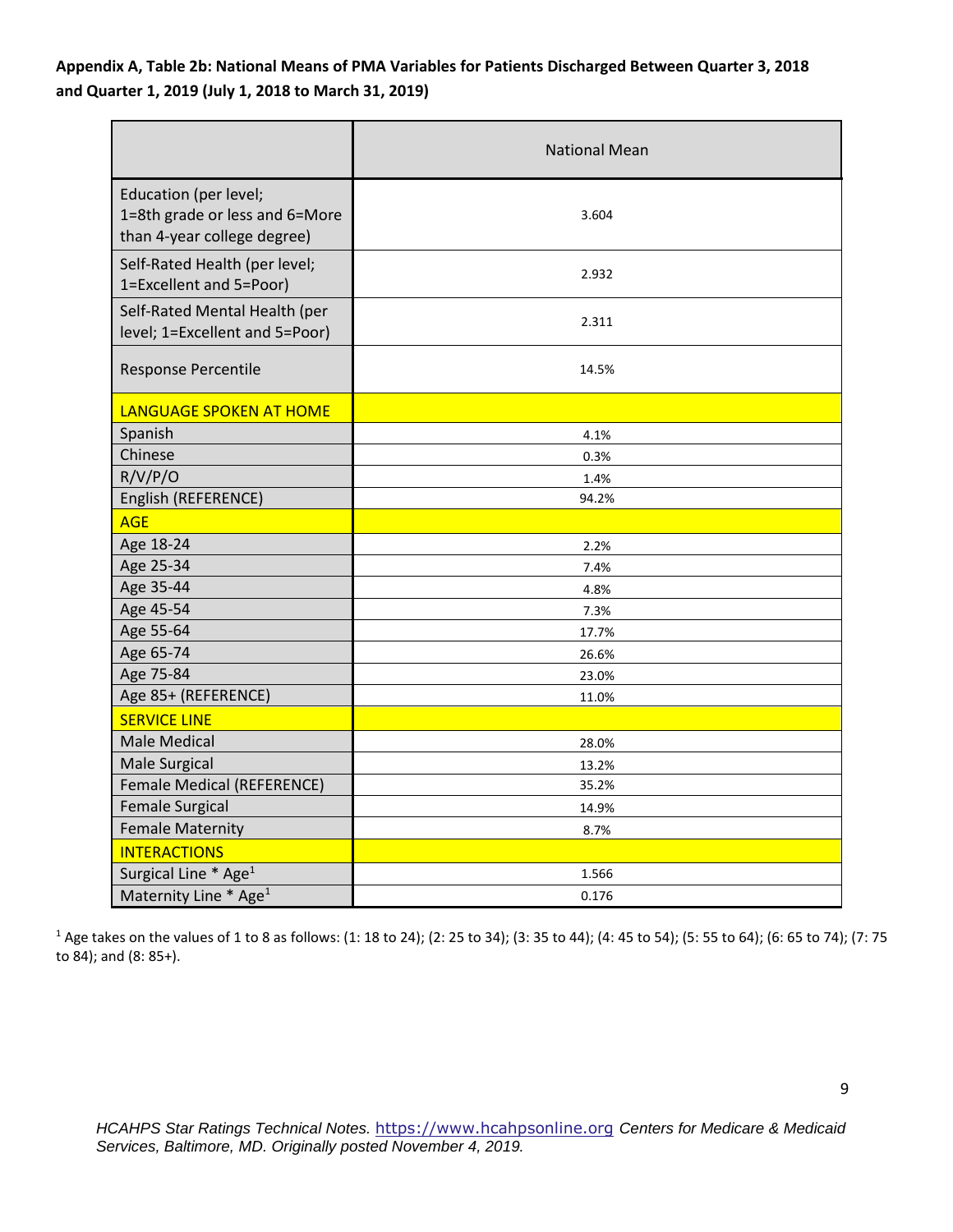**Appendix A, Table 2b: National Means of PMA Variables for Patients Discharged Between Quarter 3, 2018 and Quarter 1, 2019 (July 1, 2018 to March 31, 2019)**

| | National Mean |
|---|---|
| Education (per level; 1=8th grade or less and 6=More than 4-year college degree) | 3.604 |
| Self-Rated Health (per level; 1=Excellent and 5=Poor) | 2.932 |
| Self-Rated Mental Health (per level; 1=Excellent and 5=Poor) | 2.311 |
| Response Percentile | 14.5% |
| LANGUAGE SPOKEN AT HOME | |
| Spanish | 4.1% |
| Chinese | 0.3% |
| R/V/P/O | 1.4% |
| English (REFERENCE) | 94.2% |
| AGE | |
| Age 18-24 | 2.2% |
| Age 25-34 | 7.4% |
| Age 35-44 | 4.8% |
| Age 45-54 | 7.3% |
| Age 55-64 | 17.7% |
| Age 65-74 | 26.6% |
| Age 75-84 | 23.0% |
| Age 85+ (REFERENCE) | 11.0% |
| SERVICE LINE | |
| Male Medical | 28.0% |
| Male Surgical | 13.2% |
| Female Medical (REFERENCE) | 35.2% |
| Female Surgical | 14.9% |
| Female Maternity | 8.7% |
| INTERACTIONS | |
| Surgical Line * Age[1] | 1.566 |
| Maternity Line * Age[1] | 0.176 |

[1] Age takes on the values of 1 to 8 as follows: (1: 18 to 24); (2: 25 to 34); (3: 35 to 44); (4: 45 to 54); (5: 55 to 64); (6: 65 to 74); (7: 75 to 84); and (8: 85+).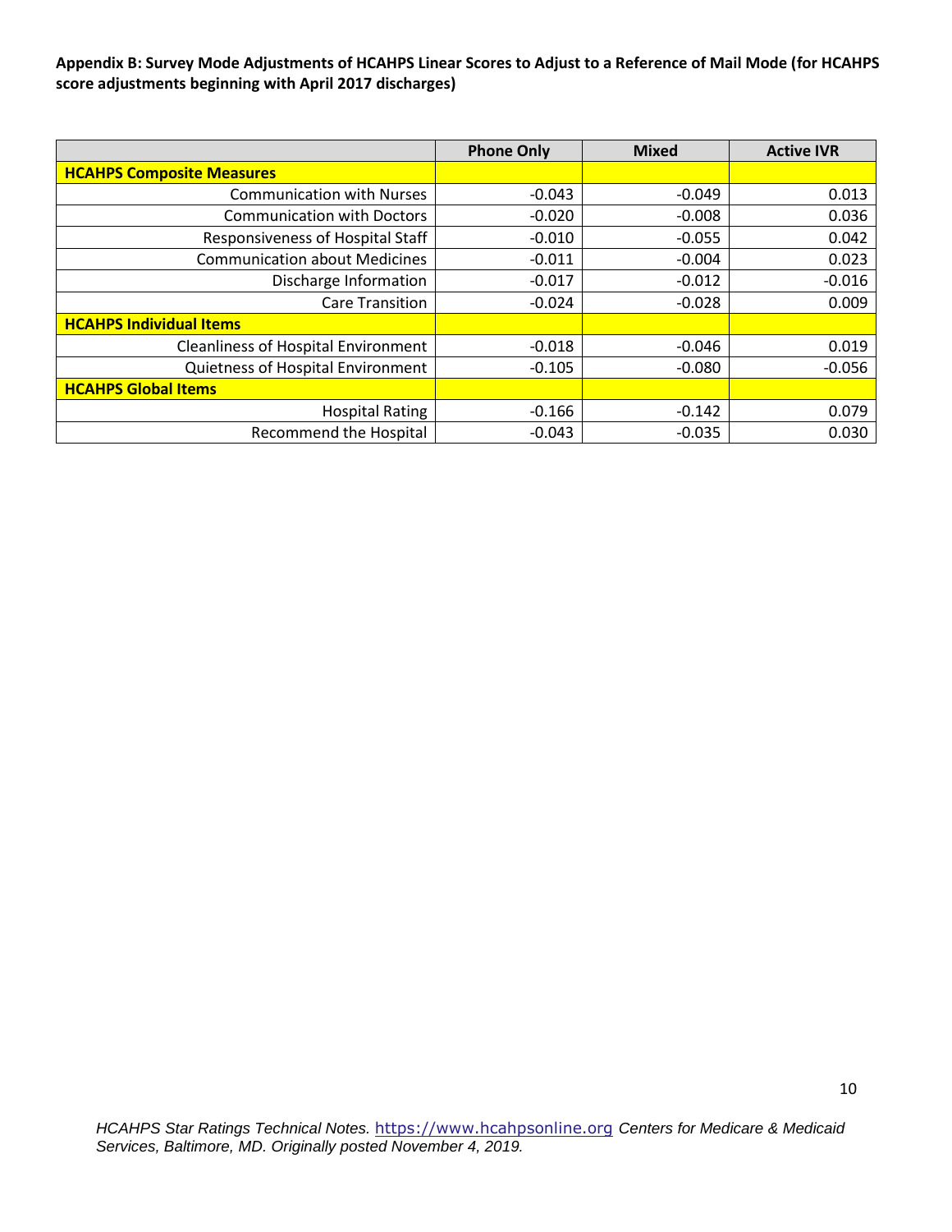**Appendix B: Survey Mode Adjustments of HCAHPS Linear Scores to Adjust to a Reference of Mail Mode (for HCAHPS score adjustments beginning with April 2017 discharges)**

| | Phone Only | Mixed | Active IVR |
|---|---|---|---|
| **HCAHPS Composite Measures** | | | |
| Communication with Nurses | -0.043 | -0.049 | 0.013 |
| Communication with Doctors | -0.020 | -0.008 | 0.036 |
| Responsiveness of Hospital Staff | -0.010 | -0.055 | 0.042 |
| Communication about Medicines | -0.011 | -0.004 | 0.023 |
| Discharge Information | -0.017 | -0.012 | -0.016 |
| Care Transition | -0.024 | -0.028 | 0.009 |
| **HCAHPS Individual Items** | | | |
| Cleanliness of Hospital Environment | -0.018 | -0.046 | 0.019 |
| Quietness of Hospital Environment | -0.105 | -0.080 | -0.056 |
| **HCAHPS Global Items** | | | |
| Hospital Rating | -0.166 | -0.142 | 0.079 |
| Recommend the Hospital | -0.043 | -0.035 | 0.030 |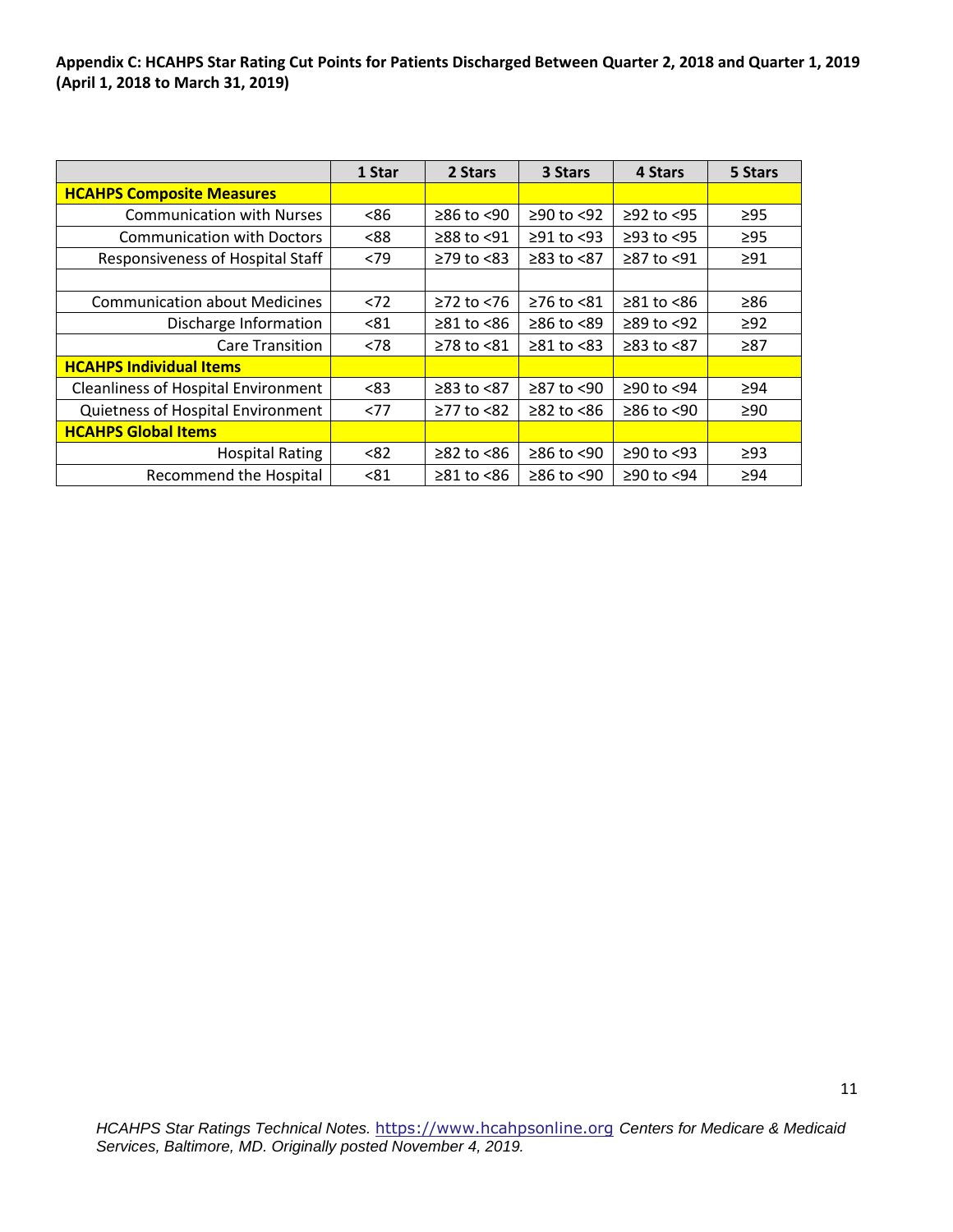**Appendix C: HCAHPS Star Rating Cut Points for Patients Discharged Between Quarter 2, 2018 and Quarter 1, 2019 (April 1, 2018 to March 31, 2019)**

| | 1 Star | 2 Stars | 3 Stars | 4 Stars | 5 Stars |
|---|---|---|---|---|---|
| **HCAHPS Composite Measures** | | | | | |
| Communication with Nurses | <86 | ≥86 to <90 | ≥90 to <92 | ≥92 to <95 | ≥95 |
| Communication with Doctors | <88 | ≥88 to <91 | ≥91 to <93 | ≥93 to <95 | ≥95 |
| Responsiveness of Hospital Staff | <79 | ≥79 to <83 | ≥83 to <87 | ≥87 to <91 | ≥91 |
| | | | | | |
| Communication about Medicines | <72 | ≥72 to <76 | ≥76 to <81 | ≥81 to <86 | ≥86 |
| Discharge Information | <81 | ≥81 to <86 | ≥86 to <89 | ≥89 to <92 | ≥92 |
| Care Transition | <78 | ≥78 to <81 | ≥81 to <83 | ≥83 to <87 | ≥87 |
| **HCAHPS Individual Items** | | | | | |
| Cleanliness of Hospital Environment | <83 | ≥83 to <87 | ≥87 to <90 | ≥90 to <94 | ≥94 |
| Quietness of Hospital Environment | <77 | ≥77 to <82 | ≥82 to <86 | ≥86 to <90 | ≥90 |
| **HCAHPS Global Items** | | | | | |
| Hospital Rating | <82 | ≥82 to <86 | ≥86 to <90 | ≥90 to <93 | ≥93 |
| Recommend the Hospital | <81 | ≥81 to <86 | ≥86 to <90 | ≥90 to <94 | ≥94 |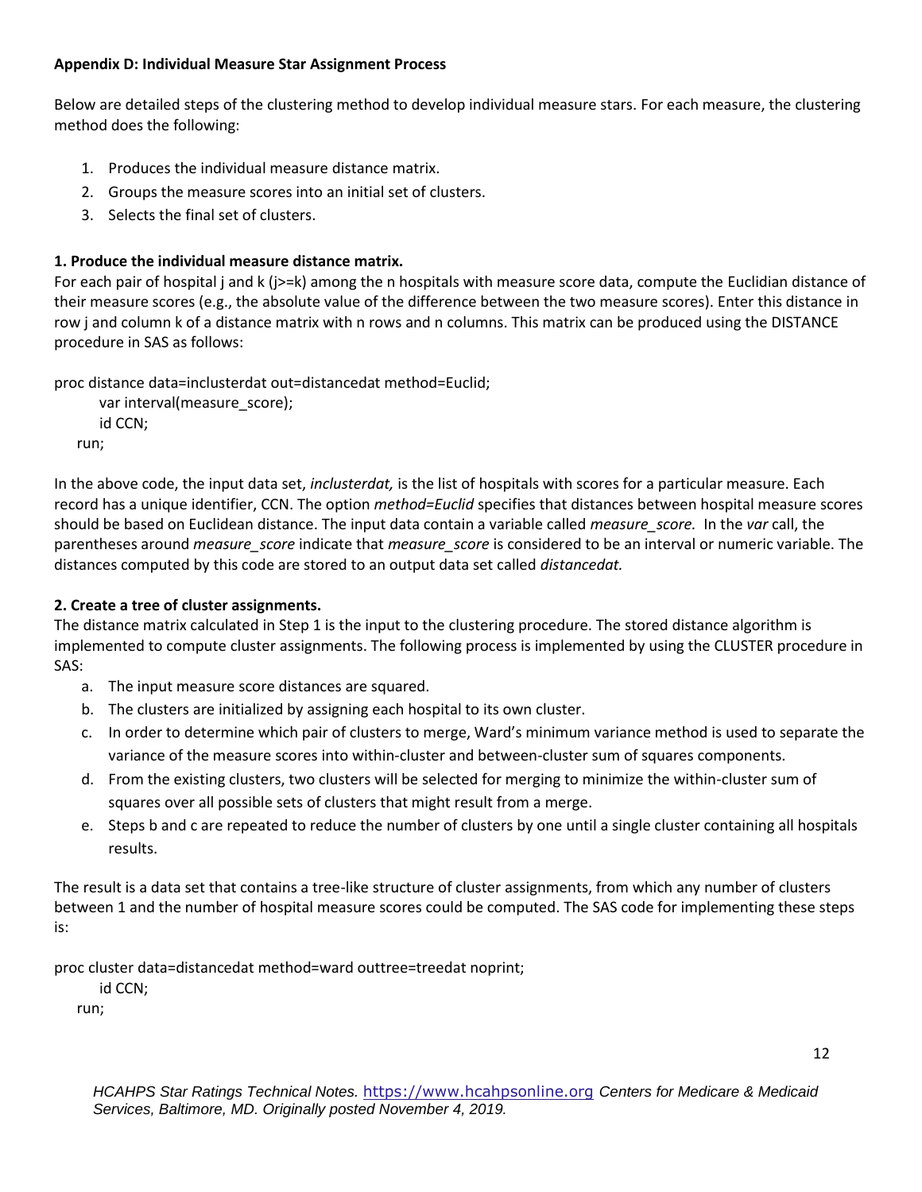**Appendix D: Individual Measure Star Assignment Process**

Below are detailed steps of the clustering method to develop individual measure stars. For each measure, the clustering method does the following:

1. Produces the individual measure distance matrix.
2. Groups the measure scores into an initial set of clusters.
3. Selects the final set of clusters.

**1. Produce the individual measure distance matrix.**

For each pair of hospital j and k (j>=k) among the n hospitals with measure score data, compute the Euclidian distance of their measure scores (e.g., the absolute value of the difference between the two measure scores). Enter this distance in row j and column k of a distance matrix with n rows and n columns. This matrix can be produced using the DISTANCE procedure in SAS as follows:

```
proc distance data=inclusterdat out=distancedat method=Euclid;
      var interval(measure_score);
      id CCN;
   run;
```

In the above code, the input data set, *inclusterdat,* is the list of hospitals with scores for a particular measure. Each record has a unique identifier, CCN. The option *method=Euclid* specifies that distances between hospital measure scores should be based on Euclidean distance. The input data contain a variable called *measure_score.* In the *var* call, the parentheses around *measure_score* indicate that *measure_score* is considered to be an interval or numeric variable. The distances computed by this code are stored to an output data set called *distancedat.*

**2. Create a tree of cluster assignments.**

The distance matrix calculated in Step 1 is the input to the clustering procedure. The stored distance algorithm is implemented to compute cluster assignments. The following process is implemented by using the CLUSTER procedure in SAS:

a. The input measure score distances are squared.
b. The clusters are initialized by assigning each hospital to its own cluster.
c. In order to determine which pair of clusters to merge, Ward's minimum variance method is used to separate the variance of the measure scores into within-cluster and between-cluster sum of squares components.
d. From the existing clusters, two clusters will be selected for merging to minimize the within-cluster sum of squares over all possible sets of clusters that might result from a merge.
e. Steps b and c are repeated to reduce the number of clusters by one until a single cluster containing all hospitals results.

The result is a data set that contains a tree-like structure of cluster assignments, from which any number of clusters between 1 and the number of hospital measure scores could be computed. The SAS code for implementing these steps is:

```
proc cluster data=distancedat method=ward outtree=treedat noprint;
      id CCN;
   run;
```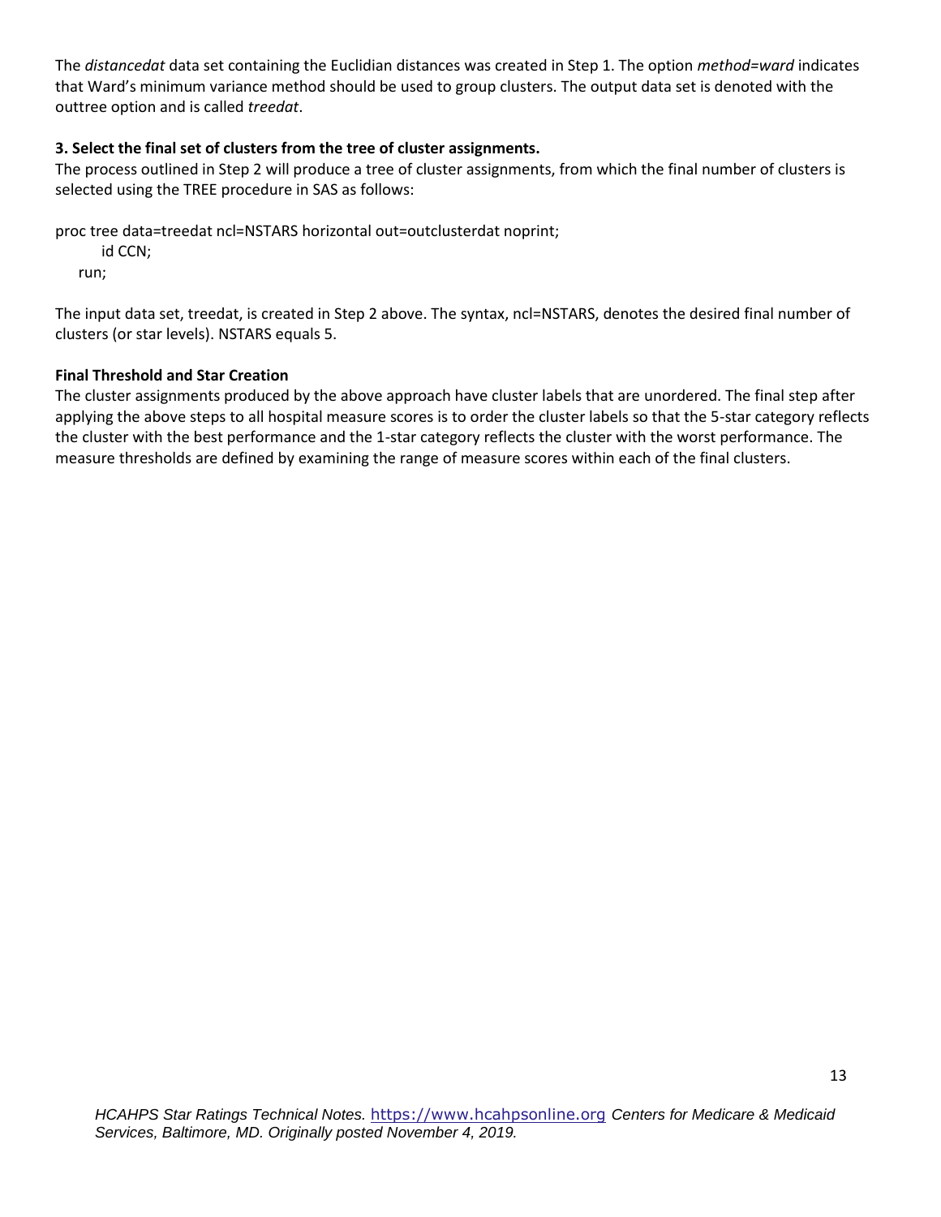The *distancedat* data set containing the Euclidian distances was created in Step 1. The option *method=ward* indicates that Ward's minimum variance method should be used to group clusters. The output data set is denoted with the outtree option and is called *treedat*.

**3. Select the final set of clusters from the tree of cluster assignments.**

The process outlined in Step 2 will produce a tree of cluster assignments, from which the final number of clusters is selected using the TREE procedure in SAS as follows:

```
proc tree data=treedat ncl=NSTARS horizontal out=outclusterdat noprint;
        id CCN;
    run;
```

The input data set, treedat, is created in Step 2 above. The syntax, ncl=NSTARS, denotes the desired final number of clusters (or star levels). NSTARS equals 5.

**Final Threshold and Star Creation**

The cluster assignments produced by the above approach have cluster labels that are unordered. The final step after applying the above steps to all hospital measure scores is to order the cluster labels so that the 5-star category reflects the cluster with the best performance and the 1-star category reflects the cluster with the worst performance. The measure thresholds are defined by examining the range of measure scores within each of the final clusters.